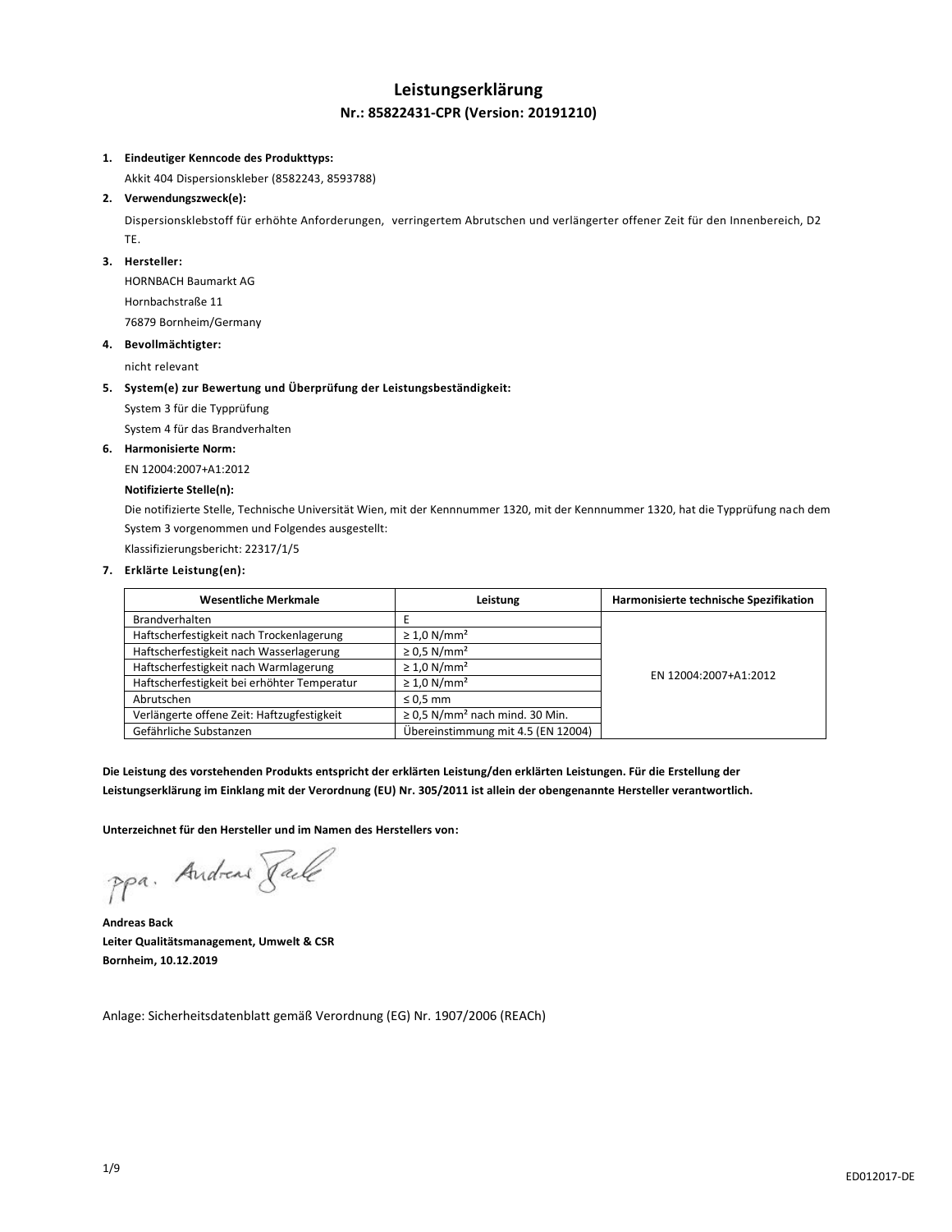# Leistungserklärung

## Nr.: 85822431-CPR (Version: 20191210)

1. **Eindeutiger Kenncode des Produkttyps:**

   Akkit 404 Dispersionskleber (8582243, 8593788)

2. **Verwendungszweck(e):**

   Dispersionsklebstoff für erhöhte Anforderungen, verringertem Abrutschen und verlängerter offener Zeit für den Innenbereich, D2 TE.

3. **Hersteller:**

   HORNBACH Baumarkt AG

   Hornbachstraße 11

   76879 Bornheim/Germany

4. **Bevollmächtigter:**

   nicht relevant

5. **System(e) zur Bewertung und Überprüfung der Leistungsbeständigkeit:**

   System 3 für die Typprüfung

   System 4 für das Brandverhalten

6. **Harmonisierte Norm:**

   EN 12004:2007+A1:2012

   **Notifizierte Stelle(n):**

   Die notifizierte Stelle, Technische Universität Wien, mit der Kennnummer 1320, mit der Kennnummer 1320, hat die Typprüfung nach dem System 3 vorgenommen und Folgendes ausgestellt:

   Klassifizierungsbericht: 22317/1/5

7. **Erklärte Leistung(en):**

| Wesentliche Merkmale | Leistung | Harmonisierte technische Spezifikation |
|---|---|---|
| Brandverhalten | E | EN 12004:2007+A1:2012 |
| Haftscherfestigkeit nach Trockenlagerung | ≥ 1,0 N/mm² | |
| Haftscherfestigkeit nach Wasserlagerung | ≥ 0,5 N/mm² | |
| Haftscherfestigkeit nach Warmlagerung | ≥ 1,0 N/mm² | |
| Haftscherfestigkeit bei erhöhter Temperatur | ≥ 1,0 N/mm² | |
| Abrutschen | ≤ 0,5 mm | |
| Verlängerte offene Zeit: Haftzugfestigkeit | ≥ 0,5 N/mm² nach mind. 30 Min. | |
| Gefährliche Substanzen | Übereinstimmung mit 4.5 (EN 12004) | |

**Die Leistung des vorstehenden Produkts entspricht der erklärten Leistung/den erklärten Leistungen. Für die Erstellung der Leistungserklärung im Einklang mit der Verordnung (EU) Nr. 305/2011 ist allein der obengenannte Hersteller verantwortlich.**

**Unterzeichnet für den Hersteller und im Namen des Herstellers von:**

ppa. Andreas Back

**Andreas Back**
**Leiter Qualitätsmanagement, Umwelt & CSR**
**Bornheim, 10.12.2019**

Anlage: Sicherheitsdatenblatt gemäß Verordnung (EG) Nr. 1907/2006 (REACh)

ED012017-DE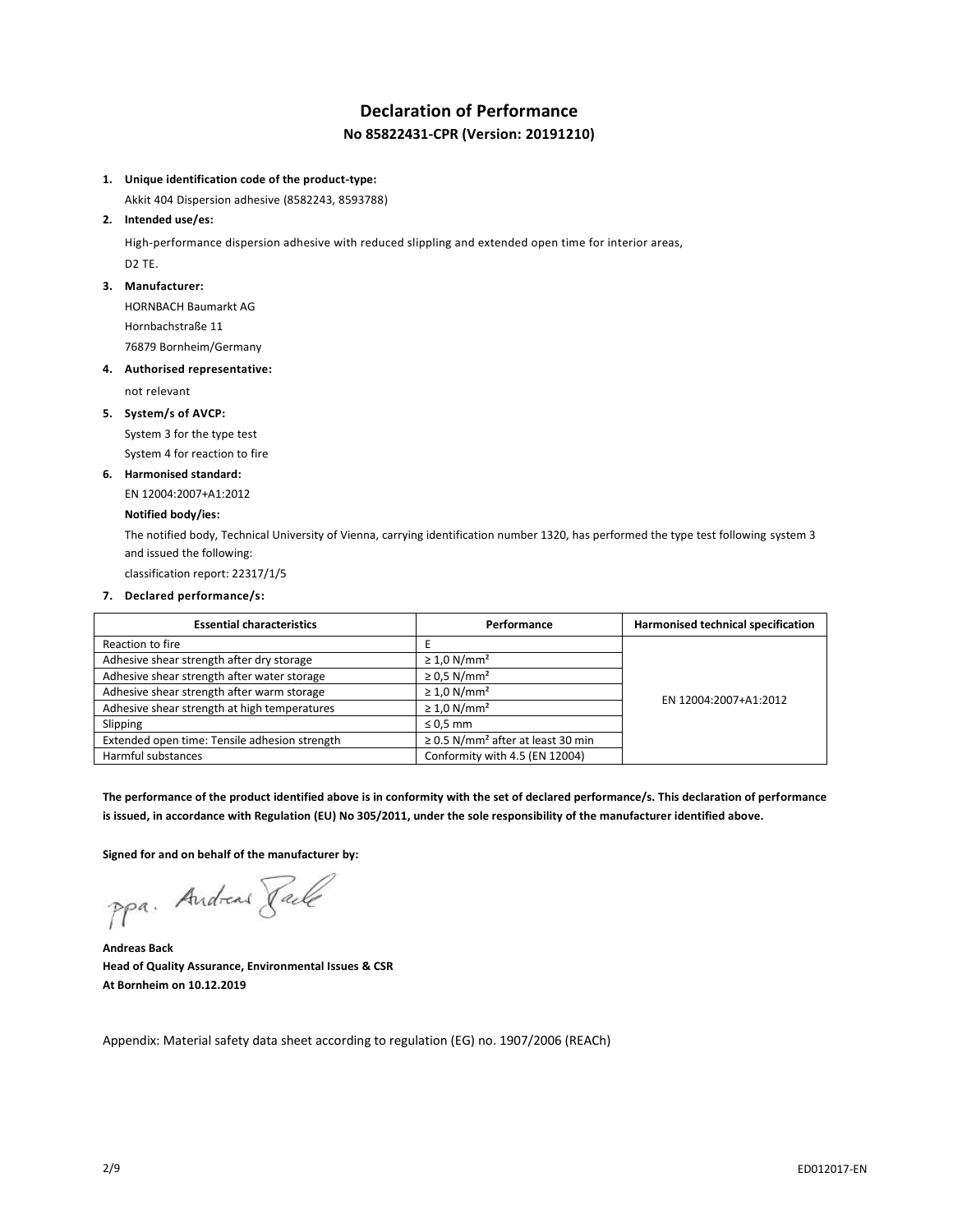# Declaration of Performance

## No 85822431-CPR (Version: 20191210)

1. **Unique identification code of the product-type:**

   Akkit 404 Dispersion adhesive (8582243, 8593788)

2. **Intended use/es:**

   High-performance dispersion adhesive with reduced sliplling and extended open time for interior areas, D2 TE.

3. **Manufacturer:**

   HORNBACH Baumarkt AG
   Hornbachstraße 11
   76879 Bornheim/Germany

4. **Authorised representative:**

   not relevant

5. **System/s of AVCP:**

   System 3 for the type test
   System 4 for reaction to fire

6. **Harmonised standard:**

   EN 12004:2007+A1:2012

   **Notified body/ies:**

   The notified body, Technical University of Vienna, carrying identification number 1320, has performed the type test following system 3 and issued the following:

   classification report: 22317/1/5

7. **Declared performance/s:**

| Essential characteristics | Performance | Harmonised technical specification |
|---|---|---|
| Reaction to fire | E | EN 12004:2007+A1:2012 |
| Adhesive shear strength after dry storage | ≥ 1,0 N/mm² | |
| Adhesive shear strength after water storage | ≥ 0,5 N/mm² | |
| Adhesive shear strength after warm storage | ≥ 1,0 N/mm² | |
| Adhesive shear strength at high temperatures | ≥ 1,0 N/mm² | |
| Slipping | ≤ 0,5 mm | |
| Extended open time: Tensile adhesion strength | ≥ 0.5 N/mm² after at least 30 min | |
| Harmful substances | Conformity with 4.5 (EN 12004) | |

**The performance of the product identified above is in conformity with the set of declared performance/s. This declaration of performance is issued, in accordance with Regulation (EU) No 305/2011, under the sole responsibility of the manufacturer identified above.**

**Signed for and on behalf of the manufacturer by:**

ppa. Andreas Back

**Andreas Back**
**Head of Quality Assurance, Environmental Issues & CSR**
**At Bornheim on 10.12.2019**

Appendix: Material safety data sheet according to regulation (EG) no. 1907/2006 (REACh)

ED012017-EN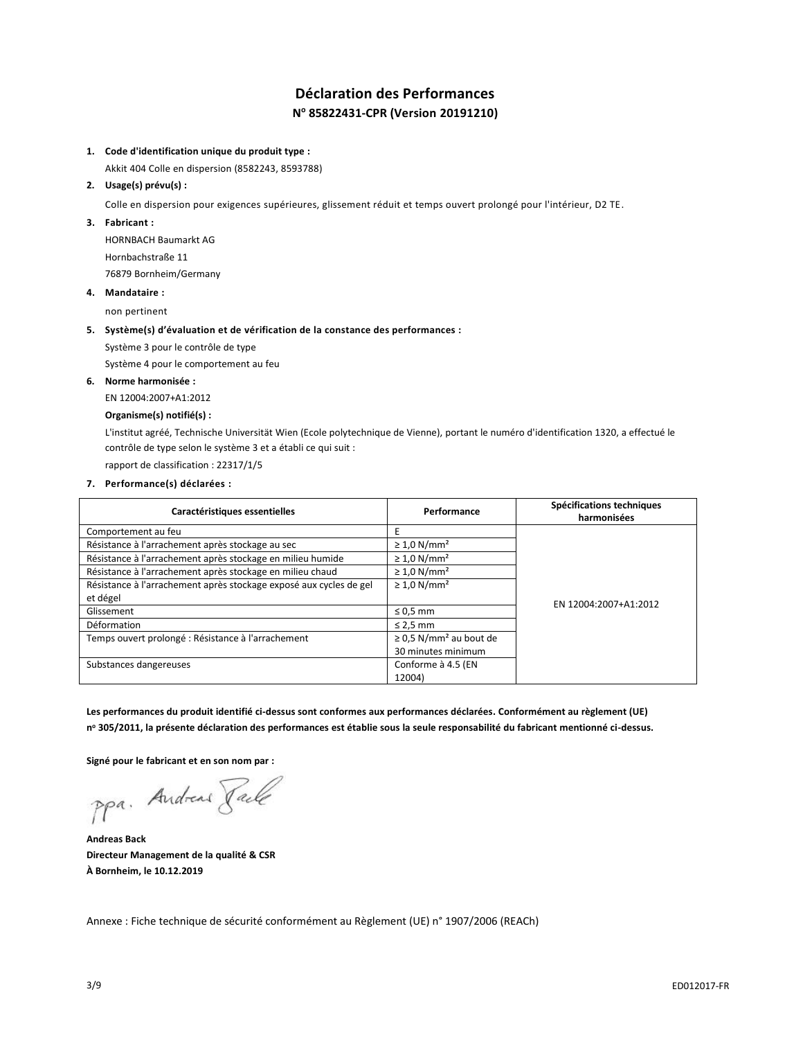# Déclaration des Performances

## N° 85822431-CPR (Version 20191210)

1. **Code d'identification unique du produit type :**

   Akkit 404 Colle en dispersion (8582243, 8593788)

2. **Usage(s) prévu(s) :**

   Colle en dispersion pour exigences supérieures, glissement réduit et temps ouvert prolongé pour l'intérieur, D2 TE.

3. **Fabricant :**

   HORNBACH Baumarkt AG

   Hornbachstraße 11

   76879 Bornheim/Germany

4. **Mandataire :**

   non pertinent

5. **Système(s) d'évaluation et de vérification de la constance des performances :**

   Système 3 pour le contrôle de type

   Système 4 pour le comportement au feu

6. **Norme harmonisée :**

   EN 12004:2007+A1:2012

   **Organisme(s) notifié(s) :**

   L'institut agréé, Technische Universität Wien (Ecole polytechnique de Vienne), portant le numéro d'identification 1320, a effectué le contrôle de type selon le système 3 et a établi ce qui suit :

   rapport de classification : 22317/1/5

7. **Performance(s) déclarées :**

| Caractéristiques essentielles | Performance | Spécifications techniques harmonisées |
|---|---|---|
| Comportement au feu | E | EN 12004:2007+A1:2012 |
| Résistance à l'arrachement après stockage au sec | ≥ 1,0 N/mm² | |
| Résistance à l'arrachement après stockage en milieu humide | ≥ 1,0 N/mm² | |
| Résistance à l'arrachement après stockage en milieu chaud | ≥ 1,0 N/mm² | |
| Résistance à l'arrachement après stockage exposé aux cycles de gel et dégel | ≥ 1,0 N/mm² | |
| Glissement | ≤ 0,5 mm | |
| Déformation | ≤ 2,5 mm | |
| Temps ouvert prolongé : Résistance à l'arrachement | ≥ 0,5 N/mm² au bout de 30 minutes minimum | |
| Substances dangereuses | Conforme à 4.5 (EN 12004) | |

**Les performances du produit identifié ci-dessus sont conformes aux performances déclarées. Conformément au règlement (UE) n° 305/2011, la présente déclaration des performances est établie sous la seule responsabilité du fabricant mentionné ci-dessus.**

**Signé pour le fabricant et en son nom par :**

ppa. Andreas Back

**Andreas Back**
**Directeur Management de la qualité & CSR**
**À Bornheim, le 10.12.2019**

Annexe : Fiche technique de sécurité conformément au Règlement (UE) n° 1907/2006 (REACh)

ED012017-FR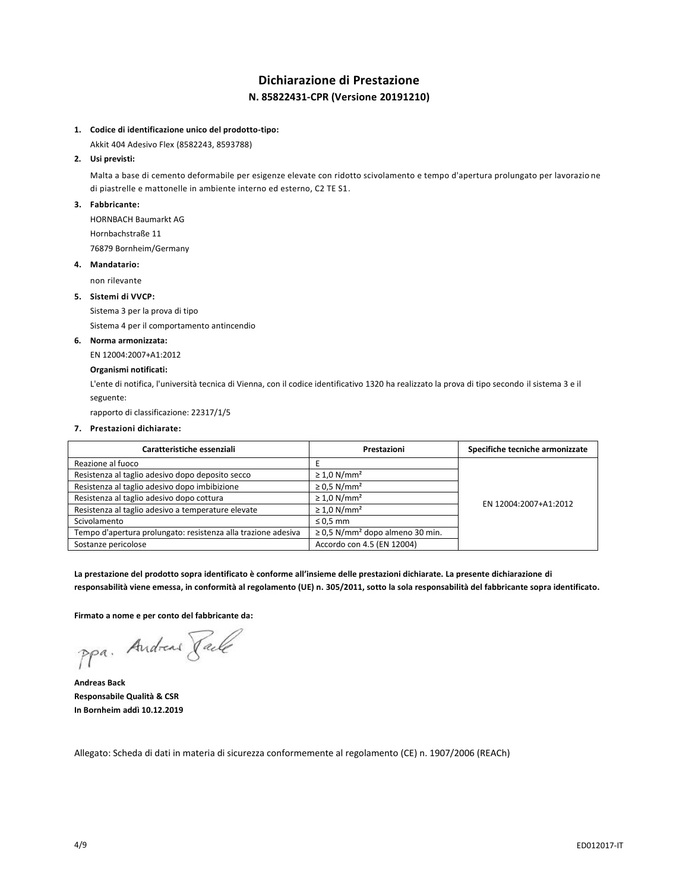# Dichiarazione di Prestazione

## N. 85822431-CPR (Versione 20191210)

1. **Codice di identificazione unico del prodotto-tipo:**

   Akkit 404 Adesivo Flex (8582243, 8593788)

2. **Usi previsti:**

   Malta a base di cemento deformabile per esigenze elevate con ridotto scivolamento e tempo d'apertura prolungato per lavorazione di piastrelle e mattonelle in ambiente interno ed esterno, C2 TE S1.

3. **Fabbricante:**

   HORNBACH Baumarkt AG

   Hornbachstraße 11

   76879 Bornheim/Germany

4. **Mandatario:**

   non rilevante

5. **Sistemi di VVCP:**

   Sistema 3 per la prova di tipo

   Sistema 4 per il comportamento antincendio

6. **Norma armonizzata:**

   EN 12004:2007+A1:2012

   **Organismi notificati:**

   L'ente di notifica, l'università tecnica di Vienna, con il codice identificativo 1320 ha realizzato la prova di tipo secondo il sistema 3 e il seguente:

   rapporto di classificazione: 22317/1/5

7. **Prestazioni dichiarate:**

| Caratteristiche essenziali | Prestazioni | Specifiche tecniche armonizzate |
|---|---|---|
| Reazione al fuoco | E | EN 12004:2007+A1:2012 |
| Resistenza al taglio adesivo dopo deposito secco | ≥ 1,0 N/mm² | |
| Resistenza al taglio adesivo dopo imbibizione | ≥ 0,5 N/mm² | |
| Resistenza al taglio adesivo dopo cottura | ≥ 1,0 N/mm² | |
| Resistenza al taglio adesivo a temperature elevate | ≥ 1,0 N/mm² | |
| Scivolamento | ≤ 0,5 mm | |
| Tempo d'apertura prolungato: resistenza alla trazione adesiva | ≥ 0,5 N/mm² dopo almeno 30 min. | |
| Sostanze pericolose | Accordo con 4.5 (EN 12004) | |

**La prestazione del prodotto sopra identificato è conforme all'insieme delle prestazioni dichiarate. La presente dichiarazione di responsabilità viene emessa, in conformità al regolamento (UE) n. 305/2011, sotto la sola responsabilità del fabbricante sopra identificato.**

**Firmato a nome e per conto del fabbricante da:**

ppa. Andreas Back

**Andreas Back**
**Responsabile Qualità & CSR**
**In Bornheim addì 10.12.2019**

Allegato: Scheda di dati in materia di sicurezza conformemente al regolamento (CE) n. 1907/2006 (REACh)

ED012017-IT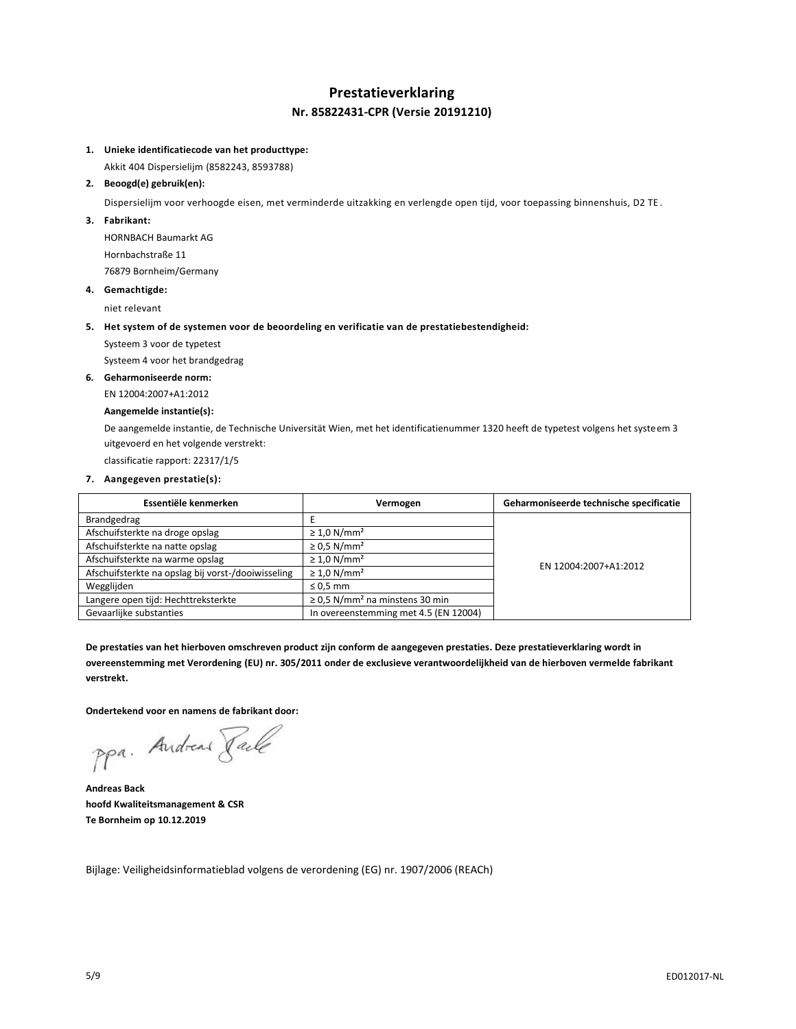# Prestatieverklaring

## Nr. 85822431-CPR (Versie 20191210)

1. **Unieke identificatiecode van het producttype:**
   
   Akkit 404 Dispersielijm (8582243, 8593788)

2. **Beoogd(e) gebruik(en):**
   
   Dispersielijm voor verhoogde eisen, met verminderde uitzakking en verlengde open tijd, voor toepassing binnenshuis, D2 TE.

3. **Fabrikant:**
   
   HORNBACH Baumarkt AG
   
   Hornbachstraße 11
   
   76879 Bornheim/Germany

4. **Gemachtigde:**
   
   niet relevant

5. **Het system of de systemen voor de beoordeling en verificatie van de prestatiebestendigheid:**
   
   Systeem 3 voor de typetest
   
   Systeem 4 voor het brandgedrag

6. **Geharmoniseerde norm:**
   
   EN 12004:2007+A1:2012
   
   **Aangemelde instantie(s):**
   
   De aangemelde instantie, de Technische Universität Wien, met het identificatienummer 1320 heeft de typetest volgens het systeem 3 uitgevoerd en het volgende verstrekt:
   
   classificatie rapport: 22317/1/5

7. **Aangegeven prestatie(s):**

| Essentiële kenmerken | Vermogen | Geharmoniseerde technische specificatie |
|---|---|---|
| Brandgedrag | E | EN 12004:2007+A1:2012 |
| Afschuifsterkte na droge opslag | ≥ 1,0 N/mm² | |
| Afschuifsterkte na natte opslag | ≥ 0,5 N/mm² | |
| Afschuifsterkte na warme opslag | ≥ 1,0 N/mm² | |
| Afschuifsterkte na opslag bij vorst-/dooiwisseling | ≥ 1,0 N/mm² | |
| Wegglijden | ≤ 0,5 mm | |
| Langere open tijd: Hechttreksterkte | ≥ 0,5 N/mm² na minstens 30 min | |
| Gevaarlijke substanties | In overeenstemming met 4.5 (EN 12004) | |

**De prestaties van het hierboven omschreven product zijn conform de aangegeven prestaties. Deze prestatieverklaring wordt in overeenstemming met Verordening (EU) nr. 305/2011 onder de exclusieve verantwoordelijkheid van de hierboven vermelde fabrikant verstrekt.**

**Ondertekend voor en namens de fabrikant door:**

ppa. Andreas Back

**Andreas Back**
**hoofd Kwaliteitsmanagement & CSR**
**Te Bornheim op 10.12.2019**

Bijlage: Veiligheidsinformatieblad volgens de verordening (EG) nr. 1907/2006 (REACh)

ED012017-NL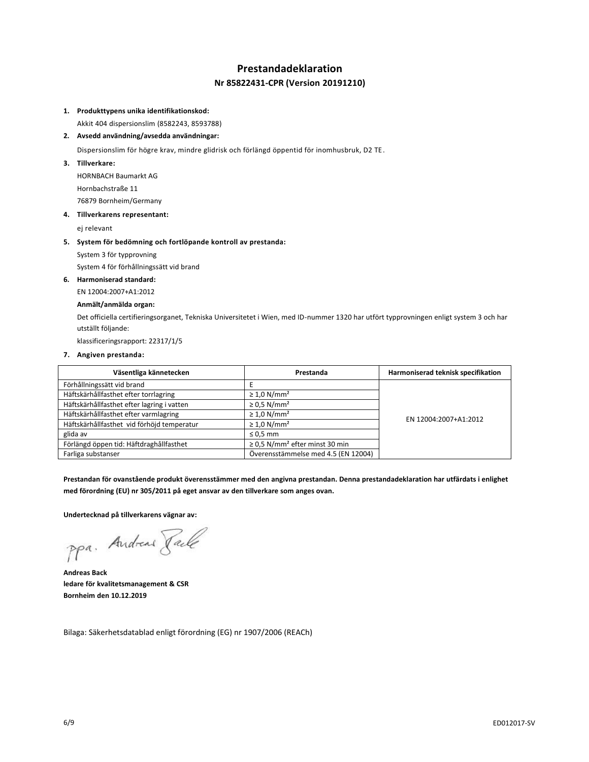# Prestandadeklaration

## Nr 85822431-CPR (Version 20191210)

1. **Produkttypens unika identifikationskod:**

   Akkit 404 dispersionslim (8582243, 8593788)

2. **Avsedd användning/avsedda användningar:**

   Dispersionslim för högre krav, mindre glidrisk och förlängd öppentid för inomhusbruk, D2 TE.

3. **Tillverkare:**

   HORNBACH Baumarkt AG

   Hornbachstraße 11

   76879 Bornheim/Germany

4. **Tillverkarens representant:**

   ej relevant

5. **System för bedömning och fortlöpande kontroll av prestanda:**

   System 3 för typprovning

   System 4 för förhållningssätt vid brand

6. **Harmoniserad standard:**

   EN 12004:2007+A1:2012

   **Anmält/anmälda organ:**

   Det officiella certifieringsorganet, Tekniska Universitetet i Wien, med ID-nummer 1320 har utfört typprovningen enligt system 3 och har utställt följande:

   klassificeringsrapport: 22317/1/5

7. **Angiven prestanda:**

| Väsentliga kännetecken | Prestanda | Harmoniserad teknisk specifikation |
|---|---|---|
| Förhållningssätt vid brand | E | EN 12004:2007+A1:2012 |
| Häftskärhållfasthet efter torrlagring | ≥ 1,0 N/mm² | |
| Häftskärhållfasthet efter lagring i vatten | ≥ 0,5 N/mm² | |
| Häftskärhållfasthet efter varmlagring | ≥ 1,0 N/mm² | |
| Häftskärhållfasthet vid förhöjd temperatur | ≥ 1,0 N/mm² | |
| glida av | ≤ 0,5 mm | |
| Förlängd öppen tid: Häftdraghållfasthet | ≥ 0,5 N/mm² efter minst 30 min | |
| Farliga substanser | Överensstämmelse med 4.5 (EN 12004) | |

**Prestandan för ovanstående produkt överensstämmer med den angivna prestandan. Denna prestandadeklaration har utfärdats i enlighet med förordning (EU) nr 305/2011 på eget ansvar av den tillverkare som anges ovan.**

**Undertecknad på tillverkarens vägnar av:**

ppa. Andreas Back

**Andreas Back**
**ledare för kvalitetsmanagement & CSR**
**Bornheim den 10.12.2019**

Bilaga: Säkerhetsdatablad enligt förordning (EG) nr 1907/2006 (REACh)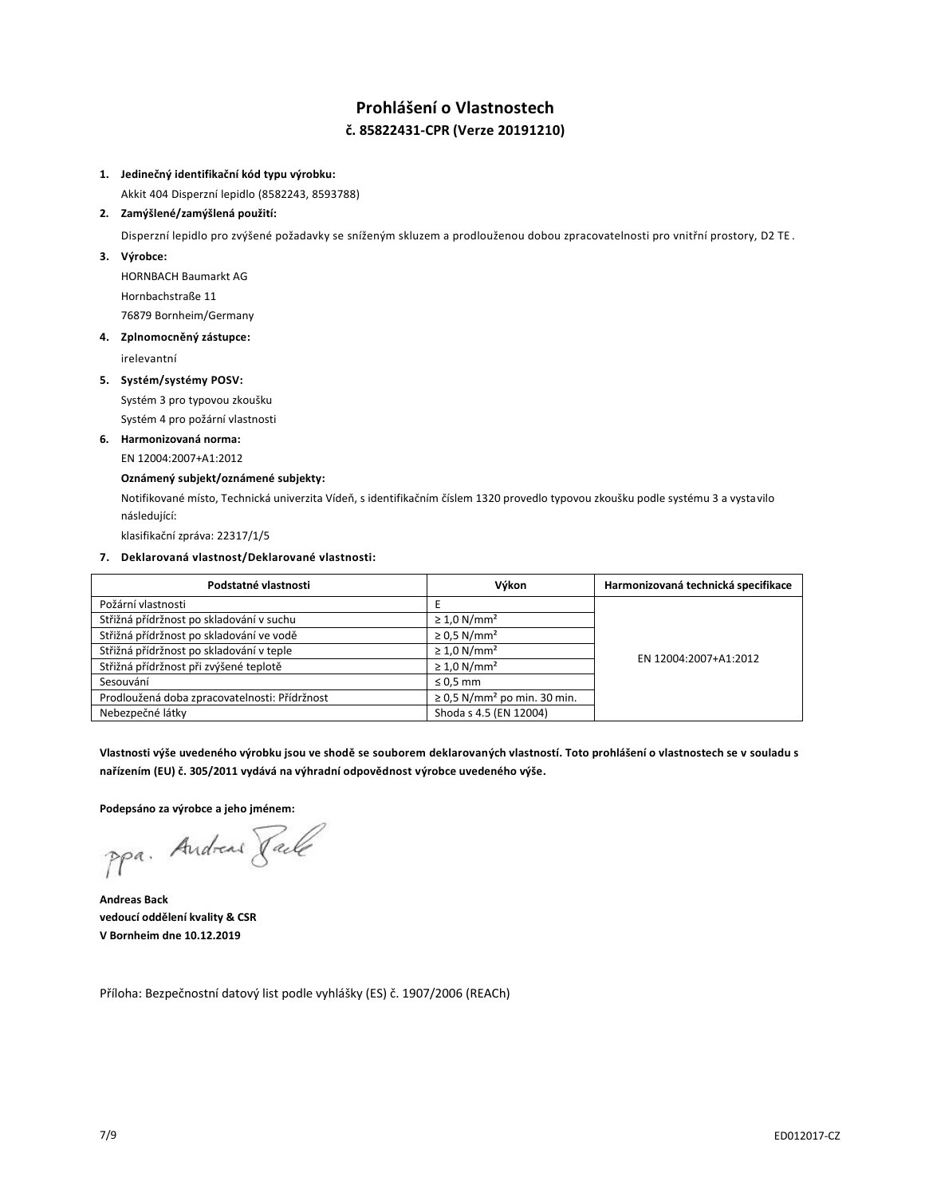# Prohlášení o Vlastnostech

## č. 85822431-CPR (Verze 20191210)

1. **Jedinečný identifikační kód typu výrobku:**

   Akkit 404 Disperzní lepidlo (8582243, 8593788)

2. **Zamýšlené/zamýšlená použití:**

   Disperzní lepidlo pro zvýšené požadavky se sníženým skluzem a prodlouženou dobou zpracovatelnosti pro vnitřní prostory, D2 TE .

3. **Výrobce:**

   HORNBACH Baumarkt AG

   Hornbachstraße 11

   76879 Bornheim/Germany

4. **Zplnomocněný zástupce:**

   irelevantní

5. **Systém/systémy POSV:**

   Systém 3 pro typovou zkoušku

   Systém 4 pro požární vlastnosti

6. **Harmonizovaná norma:**

   EN 12004:2007+A1:2012

   **Oznámený subjekt/oznámené subjekty:**

   Notifikované místo, Technická univerzita Vídeň, s identifikačním číslem 1320 provedlo typovou zkoušku podle systému 3 a vystavilo následující:

   klasifikační zpráva: 22317/1/5

7. **Deklarovaná vlastnost/Deklarované vlastnosti:**

| Podstatné vlastnosti | Výkon | Harmonizovaná technická specifikace |
|---|---|---|
| Požární vlastnosti | E | EN 12004:2007+A1:2012 |
| Střižná přídržnost po skladování v suchu | ≥ 1,0 N/mm² | |
| Střižná přídržnost po skladování ve vodě | ≥ 0,5 N/mm² | |
| Střižná přídržnost po skladování v teple | ≥ 1,0 N/mm² | |
| Střižná přídržnost při zvýšené teplotě | ≥ 1,0 N/mm² | |
| Sesouvání | ≤ 0,5 mm | |
| Prodloužená doba zpracovatelnosti: Přídržnost | ≥ 0,5 N/mm² po min. 30 min. | |
| Nebezpečné látky | Shoda s 4.5 (EN 12004) | |

**Vlastnosti výše uvedeného výrobku jsou ve shodě se souborem deklarovaných vlastností. Toto prohlášení o vlastnostech se v souladu s nařízením (EU) č. 305/2011 vydává na výhradní odpovědnost výrobce uvedeného výše.**

**Podepsáno za výrobce a jeho jménem:**

ppa. Andreas Back

**Andreas Back**
**vedoucí oddělení kvality & CSR**
**V Bornheim dne 10.12.2019**

Příloha: Bezpečnostní datový list podle vyhlášky (ES) č. 1907/2006 (REACh)

ED012017-CZ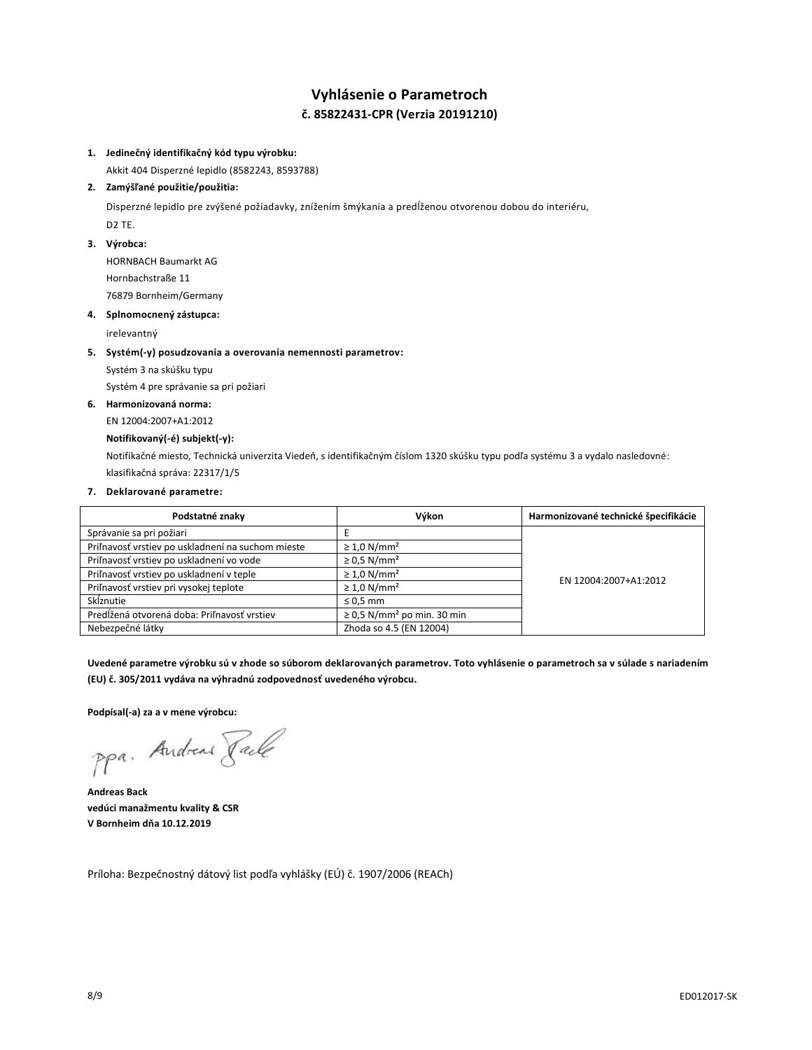# Vyhlásenie o Parametroch

## č. 85822431-CPR (Verzia 20191210)

1. **Jedinečný identifikačný kód typu výrobku:**

   Akkit 404 Disperzné lepidlo (8582243, 8593788)

2. **Zamýšľané použitie/použitia:**

   Disperzné lepidlo pre zvýšené požiadavky, znížením šmýkania a predĺženou otvorenou dobou do interiéru,

   D2 TE.

3. **Výrobca:**

   HORNBACH Baumarkt AG

   Hornbachstraße 11

   76879 Bornheim/Germany

4. **Splnomocnený zástupca:**

   irelevantný

5. **Systém(-y) posudzovania a overovania nemennosti parametrov:**

   Systém 3 na skúšku typu

   Systém 4 pre správanie sa pri požiari

6. **Harmonizovaná norma:**

   EN 12004:2007+A1:2012

   **Notifikovaný(-é) subjekt(-y):**

   Notifikačné miesto, Technická univerzita Viedeň, s identifikačným číslom 1320 skúšku typu podľa systému 3 a vydalo nasledovné:

   klasifikačná správa: 22317/1/5

7. **Deklarované parametre:**

| Podstatné znaky | Výkon | Harmonizované technické špecifikácie |
|---|---|---|
| Správanie sa pri požiari | E | EN 12004:2007+A1:2012 |
| Priľnavosť vrstiev po uskladnení na suchom mieste | ≥ 1,0 N/mm² | |
| Priľnavosť vrstiev po uskladnení vo vode | ≥ 0,5 N/mm² | |
| Priľnavosť vrstiev po uskladnení v teple | ≥ 1,0 N/mm² | |
| Priľnavosť vrstiev pri vysokej teplote | ≥ 1,0 N/mm² | |
| Sklznutie | ≤ 0,5 mm | |
| Predĺžená otvorená doba: Priľnavosť vrstiev | ≥ 0,5 N/mm² po min. 30 min | |
| Nebezpečné látky | Zhoda so 4.5 (EN 12004) | |

**Uvedené parametre výrobku sú v zhode so súborom deklarovaných parametrov. Toto vyhlásenie o parametroch sa v súlade s nariadením (EU) č. 305/2011 vydáva na výhradnú zodpovednosť uvedeného výrobcu.**

**Podpísal(-a) za a v mene výrobcu:**

ppa. Andreas Back

**Andreas Back**
**vedúci manažmentu kvality & CSR**
**V Bornheim dňa 10.12.2019**

Príloha: Bezpečnostný dátový list podľa vyhlášky (EÚ) č. 1907/2006 (REACh)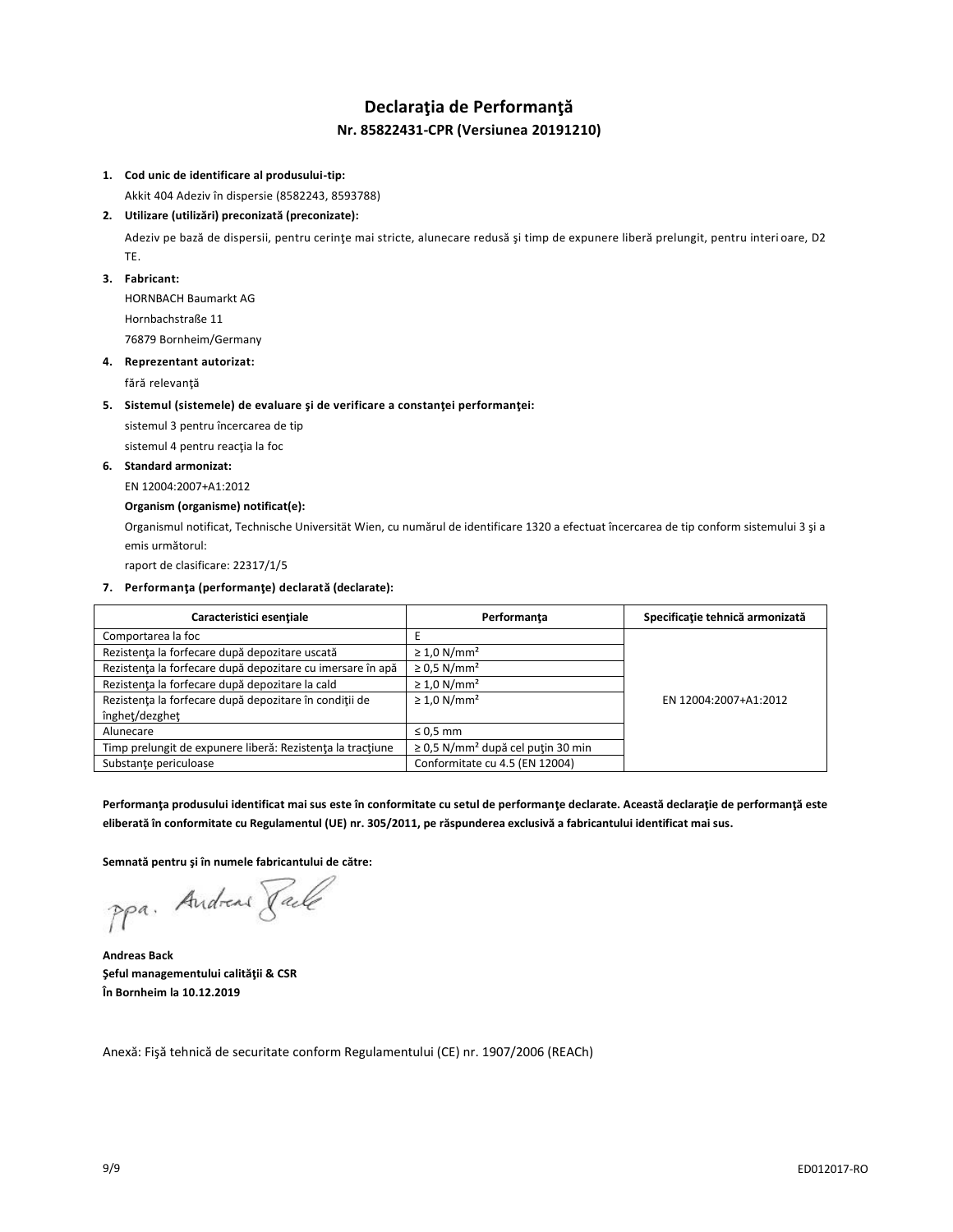# Declaraţia de Performanţă

## Nr. 85822431-CPR (Versiunea 20191210)

1. **Cod unic de identificare al produsului-tip:**
   Akkit 404 Adeziv în dispersie (8582243, 8593788)
2. **Utilizare (utilizări) preconizată (preconizate):**
   Adeziv pe bază de dispersii, pentru cerinţe mai stricte, alunecare redusă şi timp de expunere liberă prelungit, pentru interioare, D2 TE.
3. **Fabricant:**
   HORNBACH Baumarkt AG
   Hornbachstraße 11
   76879 Bornheim/Germany
4. **Reprezentant autorizat:**
   fără relevanţă
5. **Sistemul (sistemele) de evaluare şi de verificare a constanţei performanţei:**
   sistemul 3 pentru încercarea de tip
   sistemul 4 pentru reacţia la foc
6. **Standard armonizat:**
   EN 12004:2007+A1:2012
   **Organism (organisme) notificat(e):**
   Organismul notificat, Technische Universität Wien, cu numărul de identificare 1320 a efectuat încercarea de tip conform sistemului 3 şi a emis următorul:
   raport de clasificare: 22317/1/5
7. **Performanţa (performanţe) declarată (declarate):**

| Caracteristici esenţiale | Performanţa | Specificaţie tehnică armonizată |
|---|---|---|
| Comportarea la foc | E | EN 12004:2007+A1:2012 |
| Rezistenţa la forfecare după depozitare uscată | ≥ 1,0 N/mm² | |
| Rezistenţa la forfecare după depozitare cu imersare în apă | ≥ 0,5 N/mm² | |
| Rezistenţa la forfecare după depozitare la cald | ≥ 1,0 N/mm² | |
| Rezistenţa la forfecare după depozitare în condiţii de îngheţ/dezgheţ | ≥ 1,0 N/mm² | |
| Alunecare | ≤ 0,5 mm | |
| Timp prelungit de expunere liberă: Rezistenţa la tracţiune | ≥ 0,5 N/mm² după cel puţin 30 min | |
| Substanţe periculoase | Conformitate cu 4.5 (EN 12004) | |

**Performanţa produsului identificat mai sus este în conformitate cu setul de performanţe declarate. Această declaraţie de performanţă este eliberată în conformitate cu Regulamentul (UE) nr. 305/2011, pe răspunderea exclusivă a fabricantului identificat mai sus.**

**Semnată pentru şi în numele fabricantului de către:**

ppa. Andreas Back

**Andreas Back**
**Şeful managementului calităţii & CSR**
**În Bornheim la 10.12.2019**

Anexă: Fişă tehnică de securitate conform Regulamentului (CE) nr. 1907/2006 (REACh)

ED012017-RO